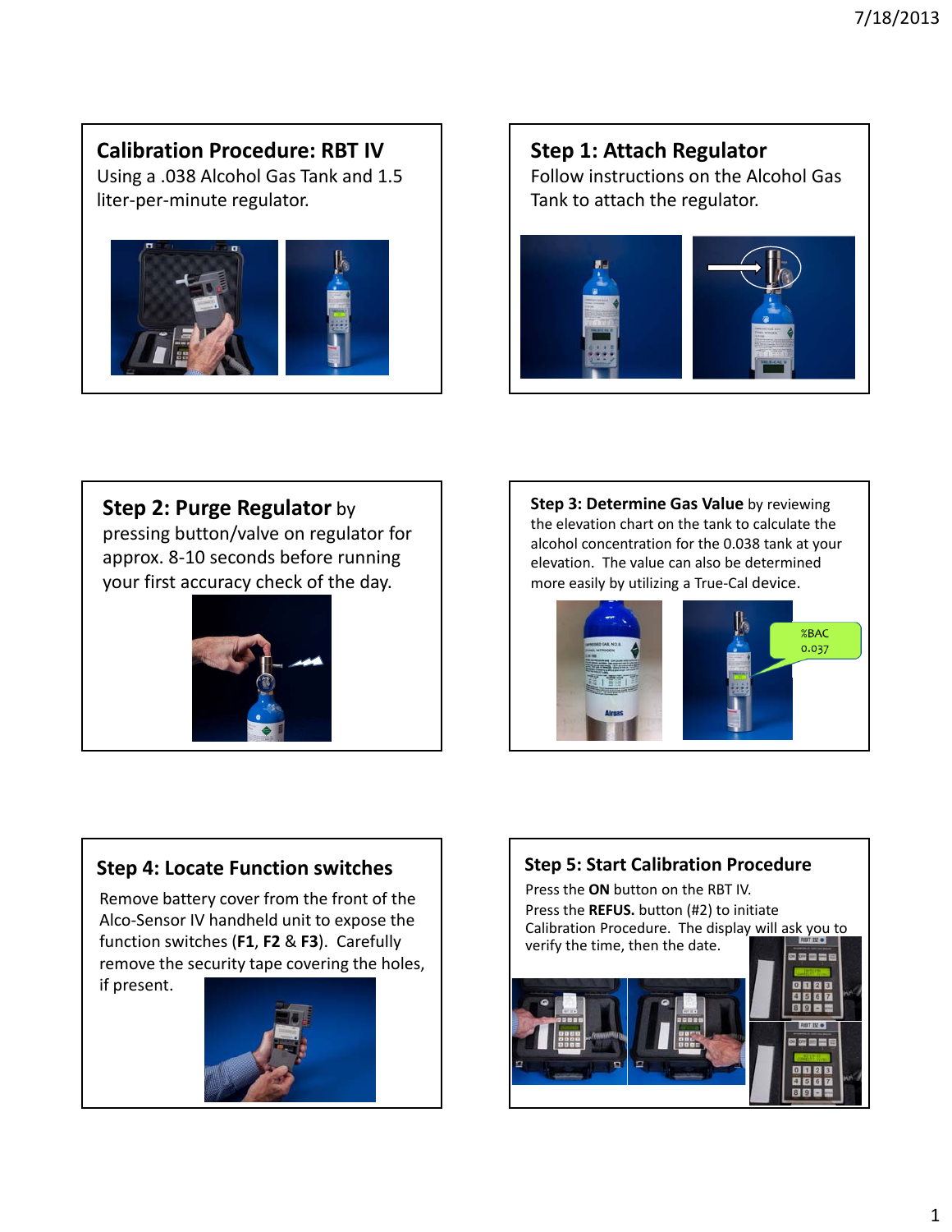## Calibration Procedure: RBT IV

Using a .038 Alcohol Gas Tank and 1.5 liter-per-minute regulator.

## Step 1: Attach Regulator

Follow instructions on the Alcohol Gas Tank to attach the regulator.

## Step 2: Purge Regulator

**Step 2: Purge Regulator** by pressing button/valve on regulator for approx. 8-10 seconds before running your first accuracy check of the day.

## Step 3: Determine Gas Value

**Step 3: Determine Gas Value** by reviewing the elevation chart on the tank to calculate the alcohol concentration for the 0.038 tank at your elevation. The value can also be determined more easily by utilizing a True-Cal device.

%BAC 0.037

## Step 4: Locate Function switches

Remove battery cover from the front of the Alco-Sensor IV handheld unit to expose the function switches (**F1**, **F2** & **F3**). Carefully remove the security tape covering the holes, if present.

## Step 5: Start Calibration Procedure

Press the **ON** button on the RBT IV.

Press the **REFUS.** button (#2) to initiate Calibration Procedure. The display will ask you to verify the time, then the date.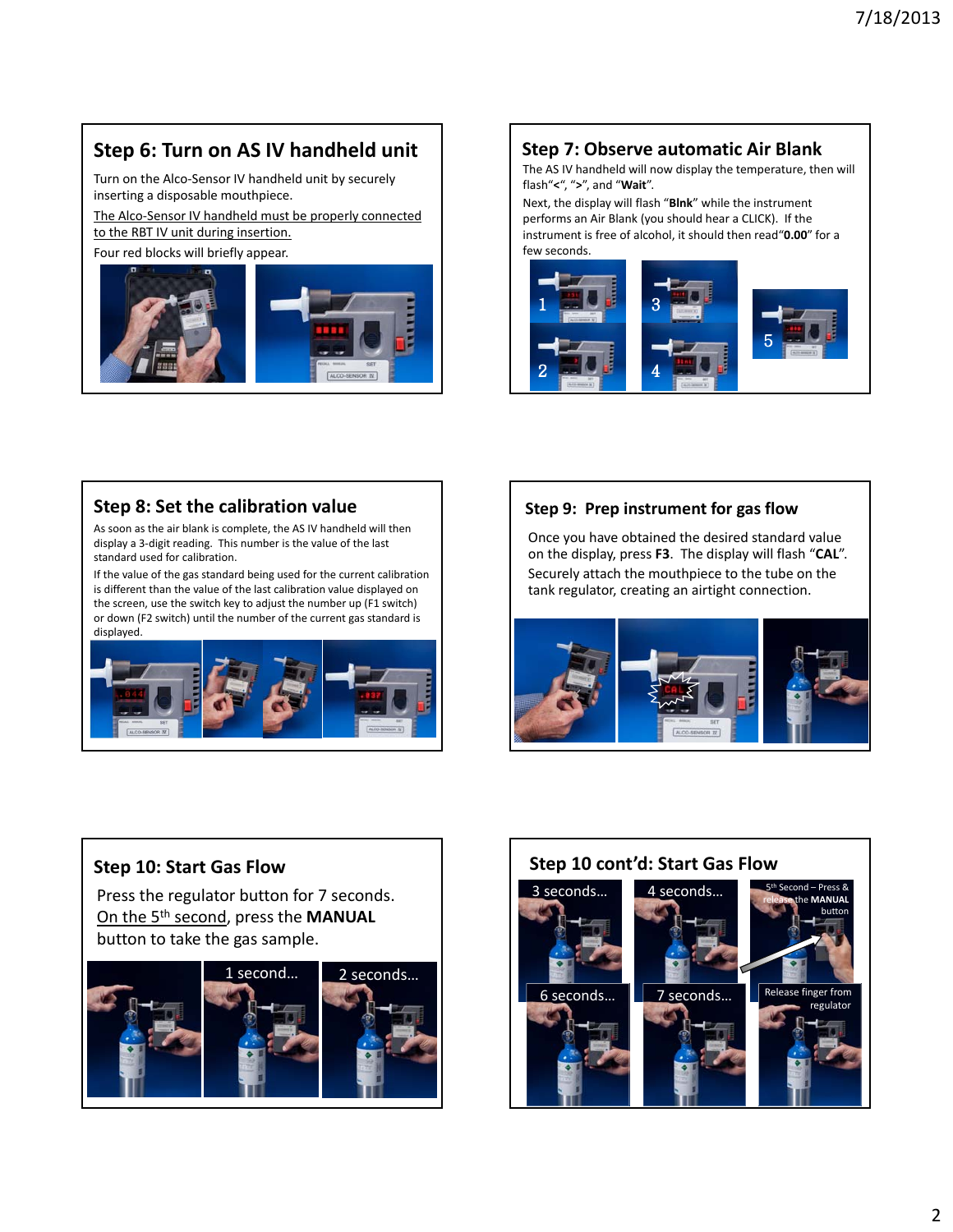## Step 6: Turn on AS IV handheld unit

Turn on the Alco-Sensor IV handheld unit by securely inserting a disposable mouthpiece.

The Alco-Sensor IV handheld must be properly connected to the RBT IV unit during insertion.

Four red blocks will briefly appear.

## Step 7: Observe automatic Air Blank

The AS IV handheld will now display the temperature, then will flash"**<**", "**>**", and "**Wait**".

Next, the display will flash "**Blnk**" while the instrument performs an Air Blank (you should hear a CLICK). If the instrument is free of alcohol, it should then read"**0.00**" for a few seconds.

## Step 8: Set the calibration value

As soon as the air blank is complete, the AS IV handheld will then display a 3-digit reading. This number is the value of the last standard used for calibration.

If the value of the gas standard being used for the current calibration is different than the value of the last calibration value displayed on the screen, use the switch key to adjust the number up (F1 switch) or down (F2 switch) until the number of the current gas standard is displayed.

## Step 9: Prep instrument for gas flow

Once you have obtained the desired standard value on the display, press **F3**. The display will flash "**CAL**".

Securely attach the mouthpiece to the tube on the tank regulator, creating an airtight connection.

## Step 10: Start Gas Flow

Press the regulator button for 7 seconds. On the 5th second, press the **MANUAL** button to take the gas sample.

1 second...

2 seconds...

## Step 10 cont'd: Start Gas Flow

3 seconds...

4 seconds...

5th Second – Press & release the **MANUAL** button

6 seconds...

7 seconds...

Release finger from regulator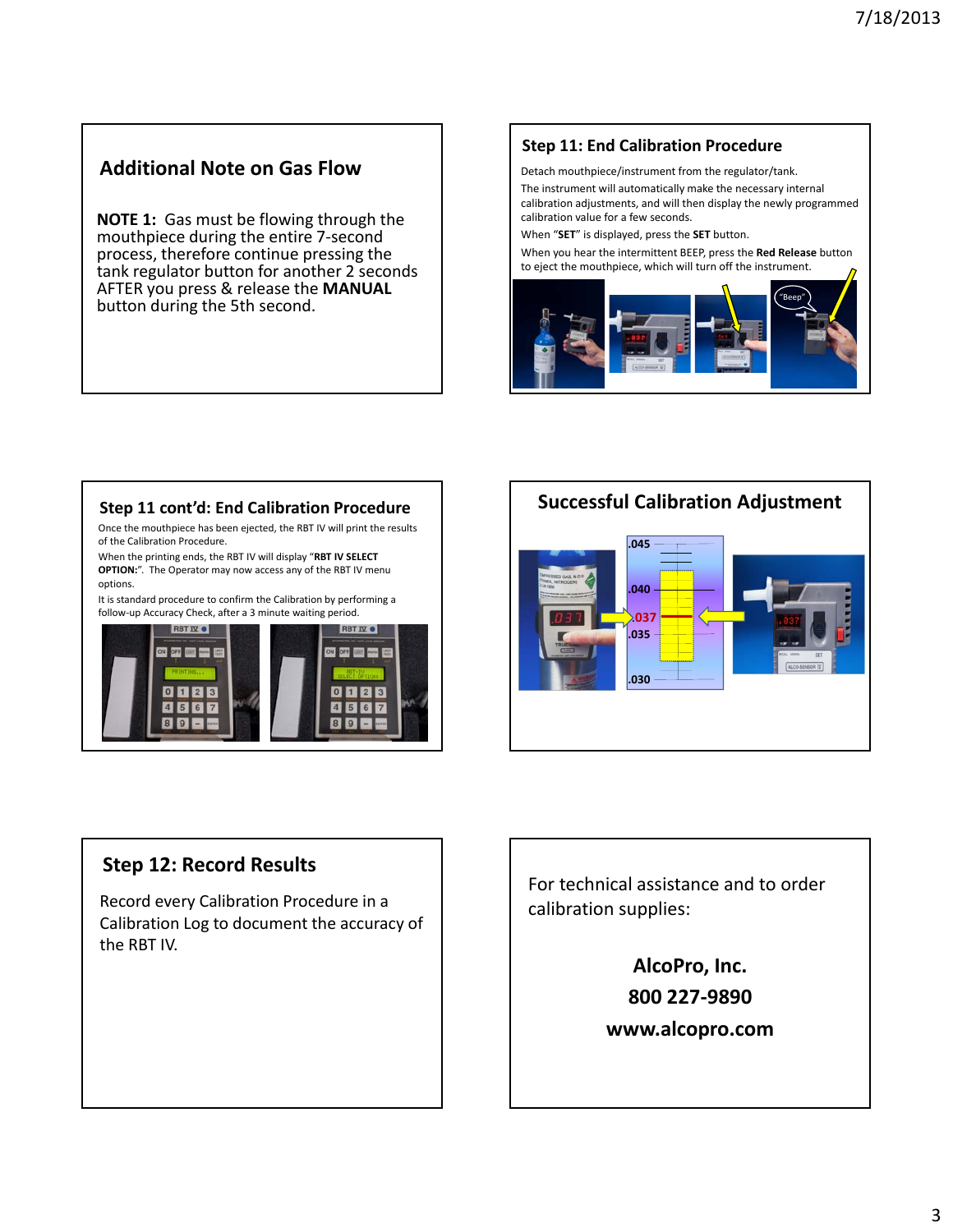## Additional Note on Gas Flow

**NOTE 1:** Gas must be flowing through the mouthpiece during the entire 7-second process, therefore continue pressing the tank regulator button for another 2 seconds AFTER you press & release the **MANUAL** button during the 5th second.

## Step 11: End Calibration Procedure

Detach mouthpiece/instrument from the regulator/tank.

The instrument will automatically make the necessary internal calibration adjustments, and will then display the newly programmed calibration value for a few seconds.

When "**SET**" is displayed, press the **SET** button.

When you hear the intermittent BEEP, press the **Red Release** button to eject the mouthpiece, which will turn off the instrument.

## Step 11 cont'd: End Calibration Procedure

Once the mouthpiece has been ejected, the RBT IV will print the results of the Calibration Procedure.

When the printing ends, the RBT IV will display "**RBT IV SELECT OPTION:**". The Operator may now access any of the RBT IV menu options.

It is standard procedure to confirm the Calibration by performing a follow-up Accuracy Check, after a 3 minute waiting period.

## Successful Calibration Adjustment

.045

.040

.037

.035

.030

## Step 12: Record Results

Record every Calibration Procedure in a Calibration Log to document the accuracy of the RBT IV.

For technical assistance and to order calibration supplies:

**AlcoPro, Inc.**

**800 227-9890**

**www.alcopro.com**